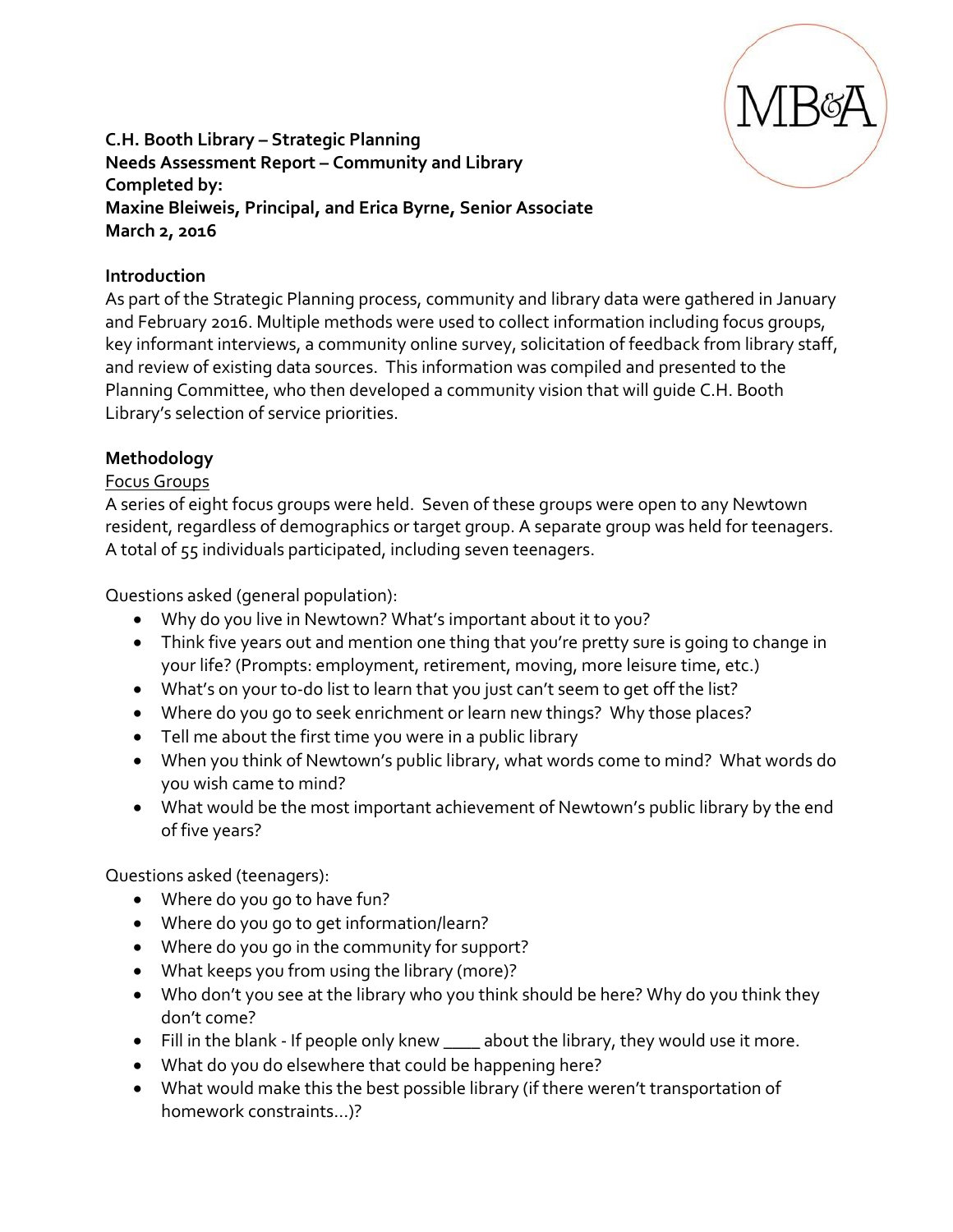**C.H. Booth Library – Strategic Planning**
**Needs Assessment Report – Community and Library**
**Completed by:**
**Maxine Bleiweis, Principal, and Erica Byrne, Senior Associate**
**March 2, 2016**

MB&A

## Introduction

As part of the Strategic Planning process, community and library data were gathered in January and February 2016. Multiple methods were used to collect information including focus groups, key informant interviews, a community online survey, solicitation of feedback from library staff, and review of existing data sources. This information was compiled and presented to the Planning Committee, who then developed a community vision that will guide C.H. Booth Library's selection of service priorities.

## Methodology

### Focus Groups

A series of eight focus groups were held. Seven of these groups were open to any Newtown resident, regardless of demographics or target group. A separate group was held for teenagers. A total of 55 individuals participated, including seven teenagers.

Questions asked (general population):

- Why do you live in Newtown? What's important about it to you?
- Think five years out and mention one thing that you're pretty sure is going to change in your life? (Prompts: employment, retirement, moving, more leisure time, etc.)
- What's on your to-do list to learn that you just can't seem to get off the list?
- Where do you go to seek enrichment or learn new things? Why those places?
- Tell me about the first time you were in a public library
- When you think of Newtown's public library, what words come to mind? What words do you wish came to mind?
- What would be the most important achievement of Newtown's public library by the end of five years?

Questions asked (teenagers):

- Where do you go to have fun?
- Where do you go to get information/learn?
- Where do you go in the community for support?
- What keeps you from using the library (more)?
- Who don't you see at the library who you think should be here? Why do you think they don't come?
- Fill in the blank - If people only knew ____ about the library, they would use it more.
- What do you do elsewhere that could be happening here?
- What would make this the best possible library (if there weren't transportation of homework constraints…)?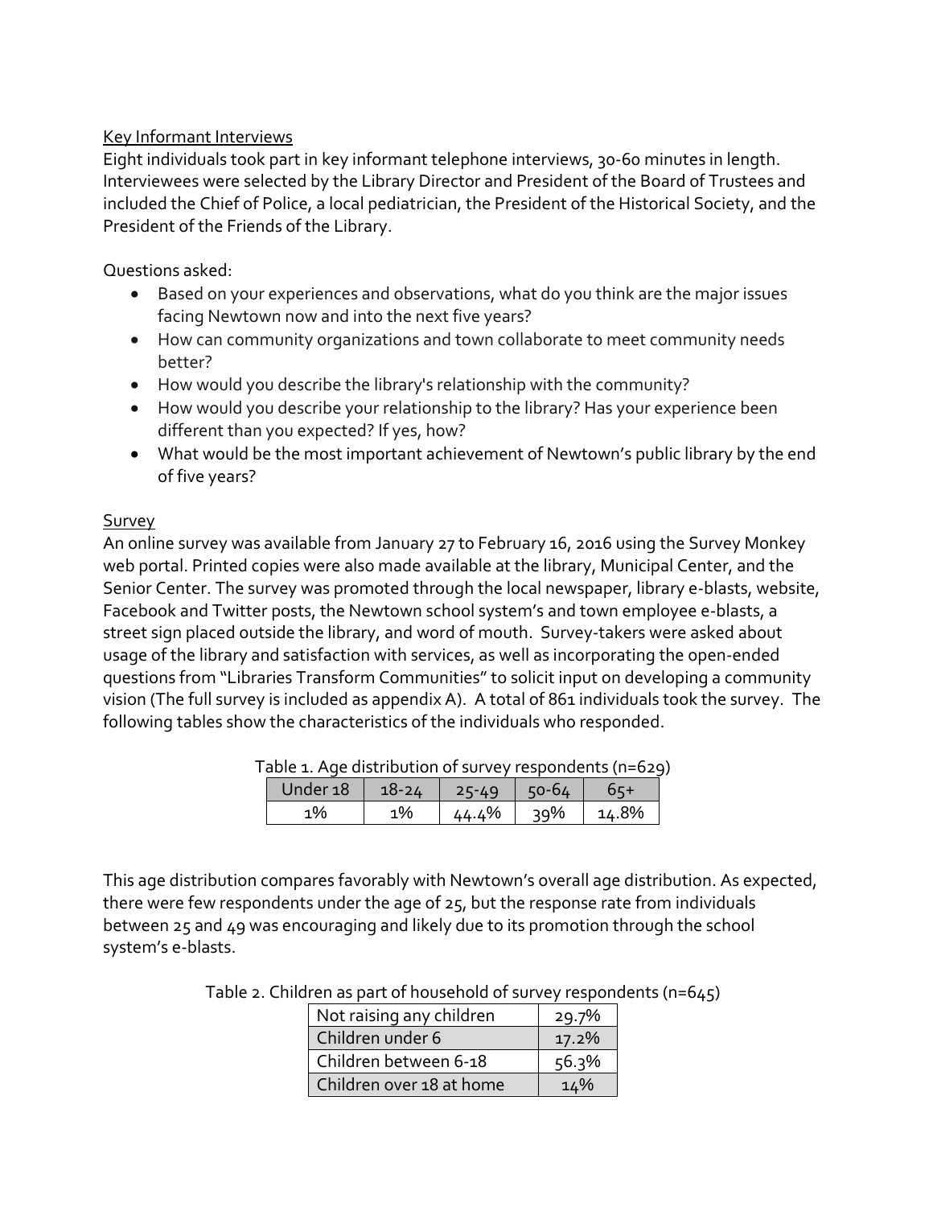Key Informant Interviews

Eight individuals took part in key informant telephone interviews, 30-60 minutes in length. Interviewees were selected by the Library Director and President of the Board of Trustees and included the Chief of Police, a local pediatrician, the President of the Historical Society, and the President of the Friends of the Library.

Questions asked:

- Based on your experiences and observations, what do you think are the major issues facing Newtown now and into the next five years?
- How can community organizations and town collaborate to meet community needs better?
- How would you describe the library's relationship with the community?
- How would you describe your relationship to the library? Has your experience been different than you expected? If yes, how?
- What would be the most important achievement of Newtown's public library by the end of five years?

Survey

An online survey was available from January 27 to February 16, 2016 using the Survey Monkey web portal. Printed copies were also made available at the library, Municipal Center, and the Senior Center. The survey was promoted through the local newspaper, library e-blasts, website, Facebook and Twitter posts, the Newtown school system's and town employee e-blasts, a street sign placed outside the library, and word of mouth. Survey-takers were asked about usage of the library and satisfaction with services, as well as incorporating the open-ended questions from "Libraries Transform Communities" to solicit input on developing a community vision (The full survey is included as appendix A). A total of 861 individuals took the survey. The following tables show the characteristics of the individuals who responded.

Table 1. Age distribution of survey respondents (n=629)

| Under 18 | 18-24 | 25-49 | 50-64 | 65+ |
|---|---|---|---|---|
| 1% | 1% | 44.4% | 39% | 14.8% |

This age distribution compares favorably with Newtown's overall age distribution. As expected, there were few respondents under the age of 25, but the response rate from individuals between 25 and 49 was encouraging and likely due to its promotion through the school system's e-blasts.

Table 2. Children as part of household of survey respondents (n=645)

| | |
|---|---|
| Not raising any children | 29.7% |
| Children under 6 | 17.2% |
| Children between 6-18 | 56.3% |
| Children over 18 at home | 14% |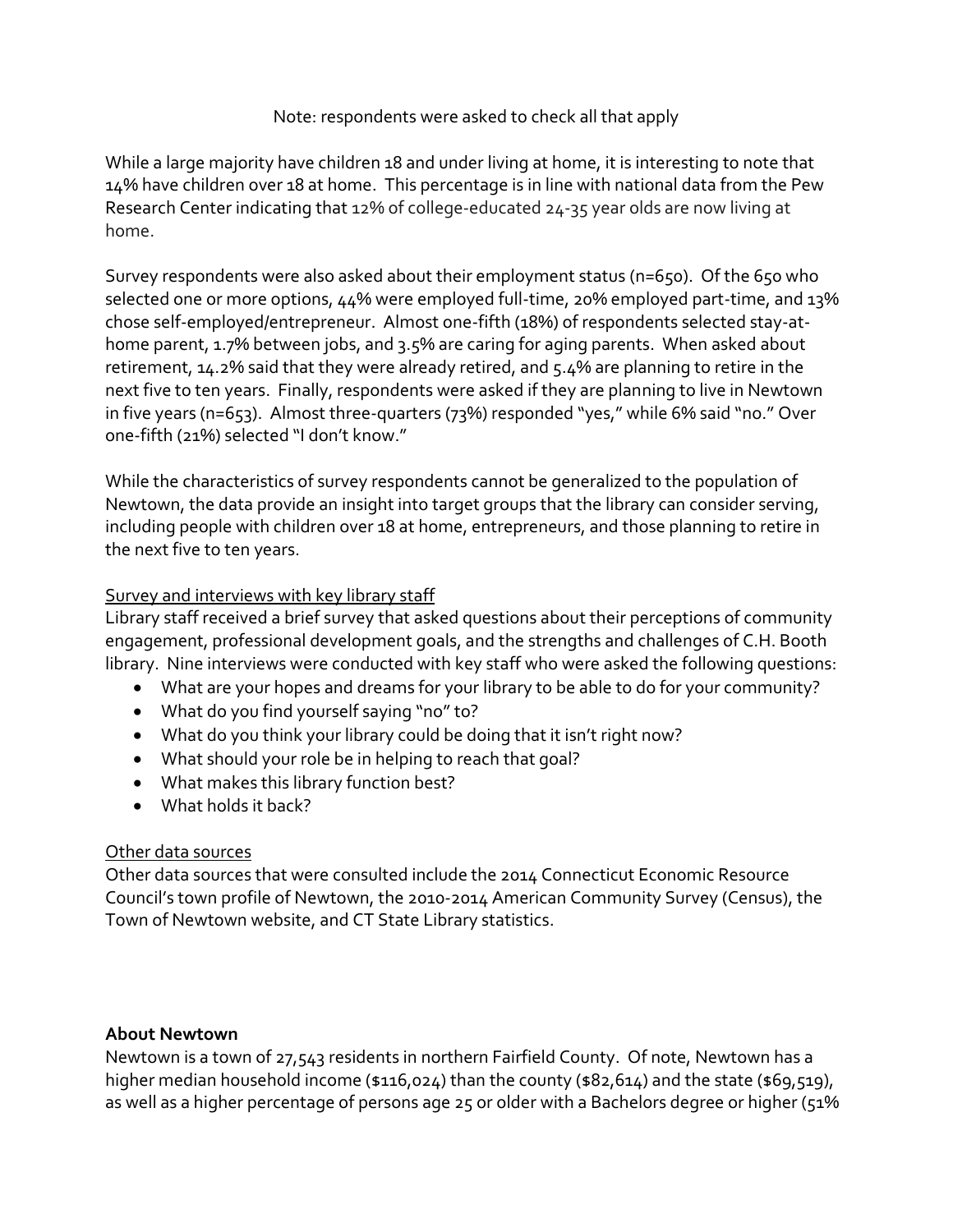Note: respondents were asked to check all that apply

While a large majority have children 18 and under living at home, it is interesting to note that 14% have children over 18 at home. This percentage is in line with national data from the Pew Research Center indicating that 12% of college-educated 24-35 year olds are now living at home.

Survey respondents were also asked about their employment status (n=650). Of the 650 who selected one or more options, 44% were employed full-time, 20% employed part-time, and 13% chose self-employed/entrepreneur. Almost one-fifth (18%) of respondents selected stay-at-home parent, 1.7% between jobs, and 3.5% are caring for aging parents. When asked about retirement, 14.2% said that they were already retired, and 5.4% are planning to retire in the next five to ten years. Finally, respondents were asked if they are planning to live in Newtown in five years (n=653). Almost three-quarters (73%) responded "yes," while 6% said "no." Over one-fifth (21%) selected "I don't know."

While the characteristics of survey respondents cannot be generalized to the population of Newtown, the data provide an insight into target groups that the library can consider serving, including people with children over 18 at home, entrepreneurs, and those planning to retire in the next five to ten years.

<u>Survey and interviews with key library staff</u>

Library staff received a brief survey that asked questions about their perceptions of community engagement, professional development goals, and the strengths and challenges of C.H. Booth library. Nine interviews were conducted with key staff who were asked the following questions:

- What are your hopes and dreams for your library to be able to do for your community?
- What do you find yourself saying "no" to?
- What do you think your library could be doing that it isn't right now?
- What should your role be in helping to reach that goal?
- What makes this library function best?
- What holds it back?

<u>Other data sources</u>

Other data sources that were consulted include the 2014 Connecticut Economic Resource Council's town profile of Newtown, the 2010-2014 American Community Survey (Census), the Town of Newtown website, and CT State Library statistics.

**About Newtown**

Newtown is a town of 27,543 residents in northern Fairfield County. Of note, Newtown has a higher median household income ($116,024) than the county ($82,614) and the state ($69,519), as well as a higher percentage of persons age 25 or older with a Bachelors degree or higher (51%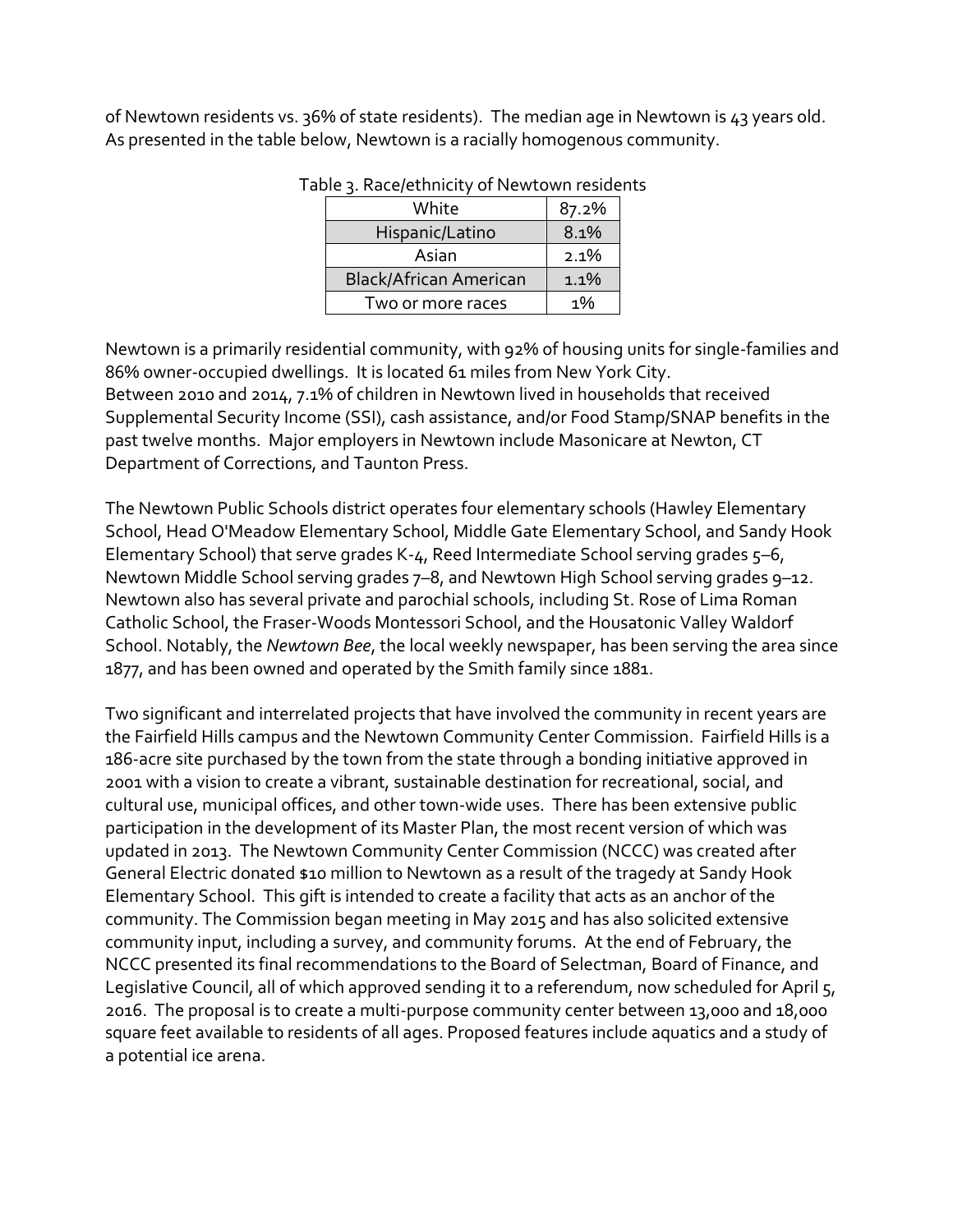of Newtown residents vs. 36% of state residents). The median age in Newtown is 43 years old. As presented in the table below, Newtown is a racially homogenous community.

Table 3. Race/ethnicity of Newtown residents

| | |
|---|---|
| White | 87.2% |
| Hispanic/Latino | 8.1% |
| Asian | 2.1% |
| Black/African American | 1.1% |
| Two or more races | 1% |

Newtown is a primarily residential community, with 92% of housing units for single-families and 86% owner-occupied dwellings. It is located 61 miles from New York City.
Between 2010 and 2014, 7.1% of children in Newtown lived in households that received Supplemental Security Income (SSI), cash assistance, and/or Food Stamp/SNAP benefits in the past twelve months. Major employers in Newtown include Masonicare at Newton, CT Department of Corrections, and Taunton Press.

The Newtown Public Schools district operates four elementary schools (Hawley Elementary School, Head O'Meadow Elementary School, Middle Gate Elementary School, and Sandy Hook Elementary School) that serve grades K-4, Reed Intermediate School serving grades 5–6, Newtown Middle School serving grades 7–8, and Newtown High School serving grades 9–12. Newtown also has several private and parochial schools, including St. Rose of Lima Roman Catholic School, the Fraser-Woods Montessori School, and the Housatonic Valley Waldorf School. Notably, the *Newtown Bee*, the local weekly newspaper, has been serving the area since 1877, and has been owned and operated by the Smith family since 1881.

Two significant and interrelated projects that have involved the community in recent years are the Fairfield Hills campus and the Newtown Community Center Commission. Fairfield Hills is a 186-acre site purchased by the town from the state through a bonding initiative approved in 2001 with a vision to create a vibrant, sustainable destination for recreational, social, and cultural use, municipal offices, and other town-wide uses. There has been extensive public participation in the development of its Master Plan, the most recent version of which was updated in 2013. The Newtown Community Center Commission (NCCC) was created after General Electric donated $10 million to Newtown as a result of the tragedy at Sandy Hook Elementary School. This gift is intended to create a facility that acts as an anchor of the community. The Commission began meeting in May 2015 and has also solicited extensive community input, including a survey, and community forums. At the end of February, the NCCC presented its final recommendations to the Board of Selectman, Board of Finance, and Legislative Council, all of which approved sending it to a referendum, now scheduled for April 5, 2016. The proposal is to create a multi-purpose community center between 13,000 and 18,000 square feet available to residents of all ages. Proposed features include aquatics and a study of a potential ice arena.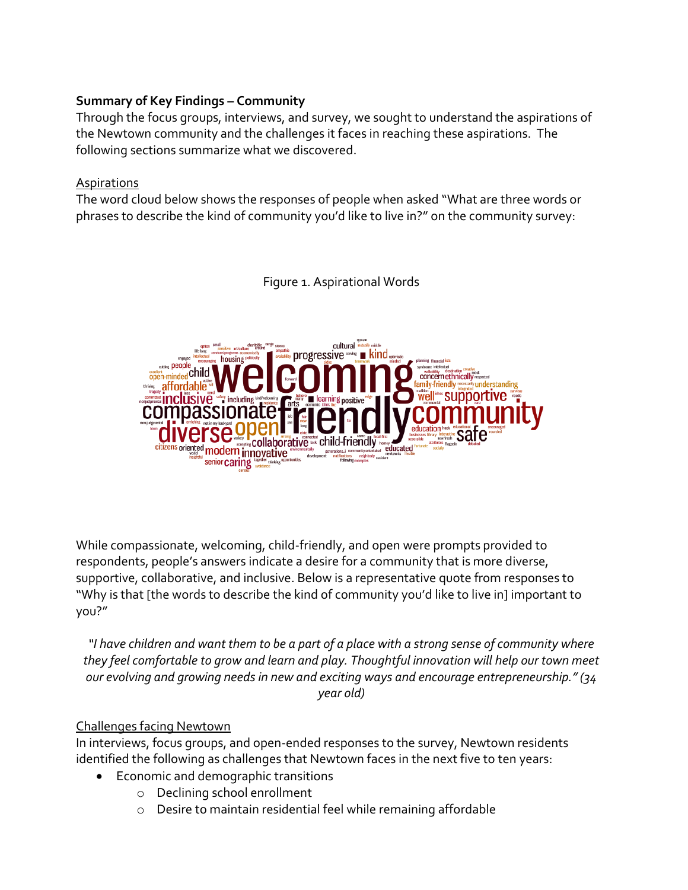**Summary of Key Findings – Community**

Through the focus groups, interviews, and survey, we sought to understand the aspirations of the Newtown community and the challenges it faces in reaching these aspirations. The following sections summarize what we discovered.

Aspirations

The word cloud below shows the responses of people when asked "What are three words or phrases to describe the kind of community you'd like to live in?" on the community survey:

Figure 1. Aspirational Words

While compassionate, welcoming, child-friendly, and open were prompts provided to respondents, people's answers indicate a desire for a community that is more diverse, supportive, collaborative, and inclusive. Below is a representative quote from responses to "Why is that [the words to describe the kind of community you'd like to live in] important to you?"

> *"I have children and want them to be a part of a place with a strong sense of community where they feel comfortable to grow and learn and play. Thoughtful innovation will help our town meet our evolving and growing needs in new and exciting ways and encourage entrepreneurship." (34 year old)*

Challenges facing Newtown

In interviews, focus groups, and open-ended responses to the survey, Newtown residents identified the following as challenges that Newtown faces in the next five to ten years:

- Economic and demographic transitions
  - Declining school enrollment
  - Desire to maintain residential feel while remaining affordable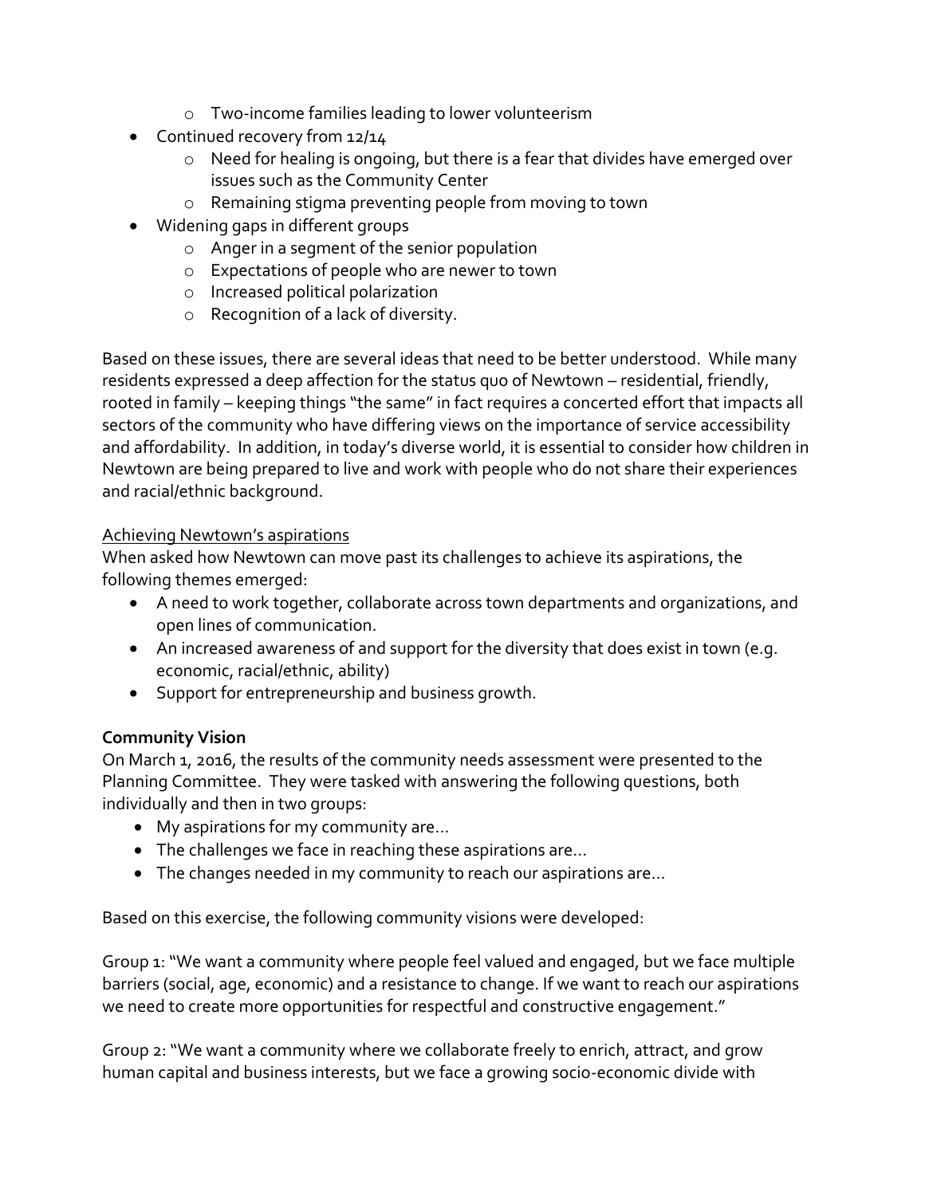- Two-income families leading to lower volunteerism
- Continued recovery from 12/14
    - Need for healing is ongoing, but there is a fear that divides have emerged over issues such as the Community Center
    - Remaining stigma preventing people from moving to town
- Widening gaps in different groups
    - Anger in a segment of the senior population
    - Expectations of people who are newer to town
    - Increased political polarization
    - Recognition of a lack of diversity.

Based on these issues, there are several ideas that need to be better understood. While many residents expressed a deep affection for the status quo of Newtown – residential, friendly, rooted in family – keeping things "the same" in fact requires a concerted effort that impacts all sectors of the community who have differing views on the importance of service accessibility and affordability. In addition, in today's diverse world, it is essential to consider how children in Newtown are being prepared to live and work with people who do not share their experiences and racial/ethnic background.

Achieving Newtown's aspirations

When asked how Newtown can move past its challenges to achieve its aspirations, the following themes emerged:

- A need to work together, collaborate across town departments and organizations, and open lines of communication.
- An increased awareness of and support for the diversity that does exist in town (e.g. economic, racial/ethnic, ability)
- Support for entrepreneurship and business growth.

**Community Vision**

On March 1, 2016, the results of the community needs assessment were presented to the Planning Committee. They were tasked with answering the following questions, both individually and then in two groups:

- My aspirations for my community are…
- The challenges we face in reaching these aspirations are…
- The changes needed in my community to reach our aspirations are…

Based on this exercise, the following community visions were developed:

Group 1: "We want a community where people feel valued and engaged, but we face multiple barriers (social, age, economic) and a resistance to change. If we want to reach our aspirations we need to create more opportunities for respectful and constructive engagement."

Group 2: "We want a community where we collaborate freely to enrich, attract, and grow human capital and business interests, but we face a growing socio-economic divide with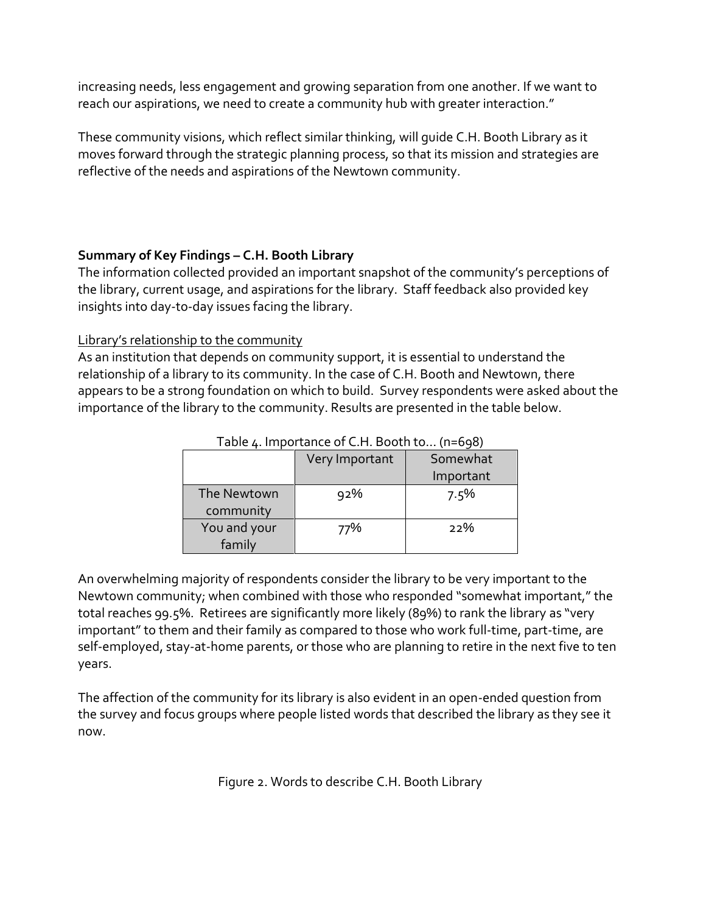increasing needs, less engagement and growing separation from one another. If we want to reach our aspirations, we need to create a community hub with greater interaction."

These community visions, which reflect similar thinking, will guide C.H. Booth Library as it moves forward through the strategic planning process, so that its mission and strategies are reflective of the needs and aspirations of the Newtown community.

**Summary of Key Findings – C.H. Booth Library**

The information collected provided an important snapshot of the community's perceptions of the library, current usage, and aspirations for the library. Staff feedback also provided key insights into day-to-day issues facing the library.

Library's relationship to the community

As an institution that depends on community support, it is essential to understand the relationship of a library to its community. In the case of C.H. Booth and Newtown, there appears to be a strong foundation on which to build. Survey respondents were asked about the importance of the library to the community. Results are presented in the table below.

Table 4. Importance of C.H. Booth to… (n=698)

| | Very Important | Somewhat Important |
|---|---|---|
| The Newtown community | 92% | 7.5% |
| You and your family | 77% | 22% |

An overwhelming majority of respondents consider the library to be very important to the Newtown community; when combined with those who responded "somewhat important," the total reaches 99.5%. Retirees are significantly more likely (89%) to rank the library as "very important" to them and their family as compared to those who work full-time, part-time, are self-employed, stay-at-home parents, or those who are planning to retire in the next five to ten years.

The affection of the community for its library is also evident in an open-ended question from the survey and focus groups where people listed words that described the library as they see it now.

Figure 2. Words to describe C.H. Booth Library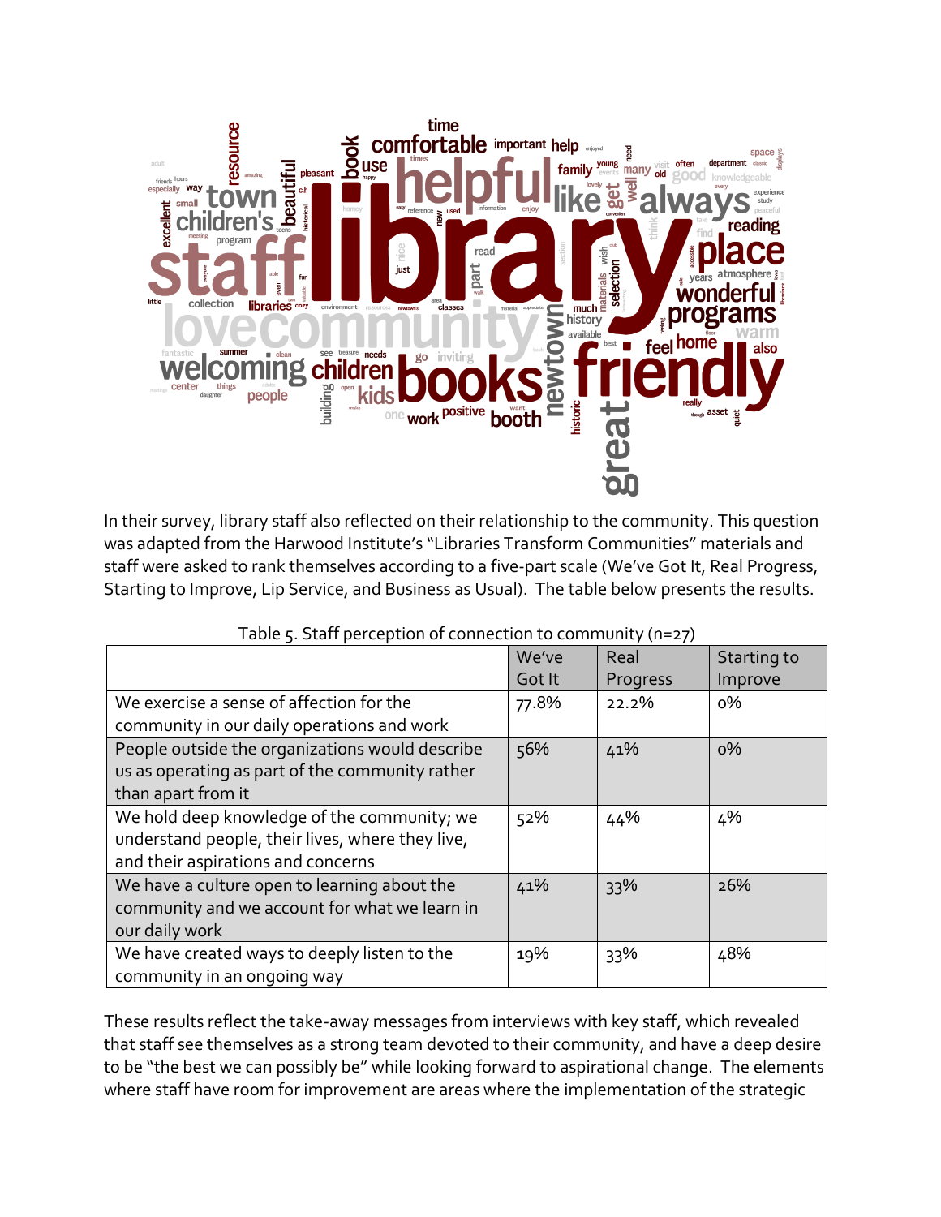In their survey, library staff also reflected on their relationship to the community. This question was adapted from the Harwood Institute's "Libraries Transform Communities" materials and staff were asked to rank themselves according to a five-part scale (We've Got It, Real Progress, Starting to Improve, Lip Service, and Business as Usual). The table below presents the results.

Table 5. Staff perception of connection to community (n=27)

| | We've Got It | Real Progress | Starting to Improve |
|---|---|---|---|
| We exercise a sense of affection for the community in our daily operations and work | 77.8% | 22.2% | 0% |
| People outside the organizations would describe us as operating as part of the community rather than apart from it | 56% | 41% | 0% |
| We hold deep knowledge of the community; we understand people, their lives, where they live, and their aspirations and concerns | 52% | 44% | 4% |
| We have a culture open to learning about the community and we account for what we learn in our daily work | 41% | 33% | 26% |
| We have created ways to deeply listen to the community in an ongoing way | 19% | 33% | 48% |

These results reflect the take-away messages from interviews with key staff, which revealed that staff see themselves as a strong team devoted to their community, and have a deep desire to be "the best we can possibly be" while looking forward to aspirational change. The elements where staff have room for improvement are areas where the implementation of the strategic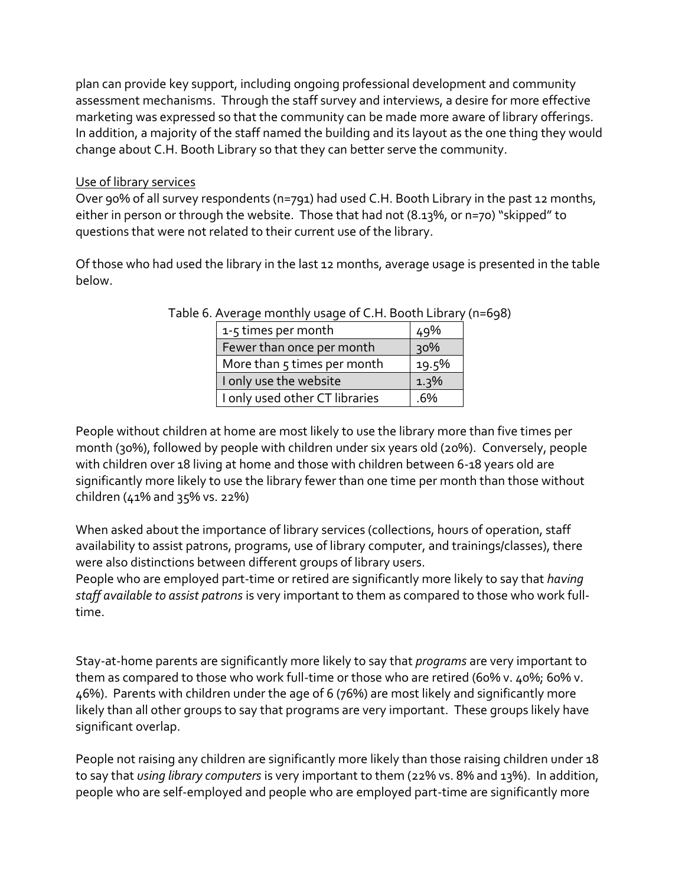plan can provide key support, including ongoing professional development and community assessment mechanisms. Through the staff survey and interviews, a desire for more effective marketing was expressed so that the community can be made more aware of library offerings. In addition, a majority of the staff named the building and its layout as the one thing they would change about C.H. Booth Library so that they can better serve the community.

Use of library services

Over 90% of all survey respondents (n=791) had used C.H. Booth Library in the past 12 months, either in person or through the website. Those that had not (8.13%, or n=70) "skipped" to questions that were not related to their current use of the library.

Of those who had used the library in the last 12 months, average usage is presented in the table below.

Table 6. Average monthly usage of C.H. Booth Library (n=698)

| | |
|---|---|
| 1-5 times per month | 49% |
| Fewer than once per month | 30% |
| More than 5 times per month | 19.5% |
| I only use the website | 1.3% |
| I only used other CT libraries | .6% |

People without children at home are most likely to use the library more than five times per month (30%), followed by people with children under six years old (20%). Conversely, people with children over 18 living at home and those with children between 6-18 years old are significantly more likely to use the library fewer than one time per month than those without children (41% and 35% vs. 22%)

When asked about the importance of library services (collections, hours of operation, staff availability to assist patrons, programs, use of library computer, and trainings/classes), there were also distinctions between different groups of library users.

People who are employed part-time or retired are significantly more likely to say that *having staff available to assist patrons* is very important to them as compared to those who work full-time.

Stay-at-home parents are significantly more likely to say that *programs* are very important to them as compared to those who work full-time or those who are retired (60% v. 40%; 60% v. 46%). Parents with children under the age of 6 (76%) are most likely and significantly more likely than all other groups to say that programs are very important. These groups likely have significant overlap.

People not raising any children are significantly more likely than those raising children under 18 to say that *using library computers* is very important to them (22% vs. 8% and 13%). In addition, people who are self-employed and people who are employed part-time are significantly more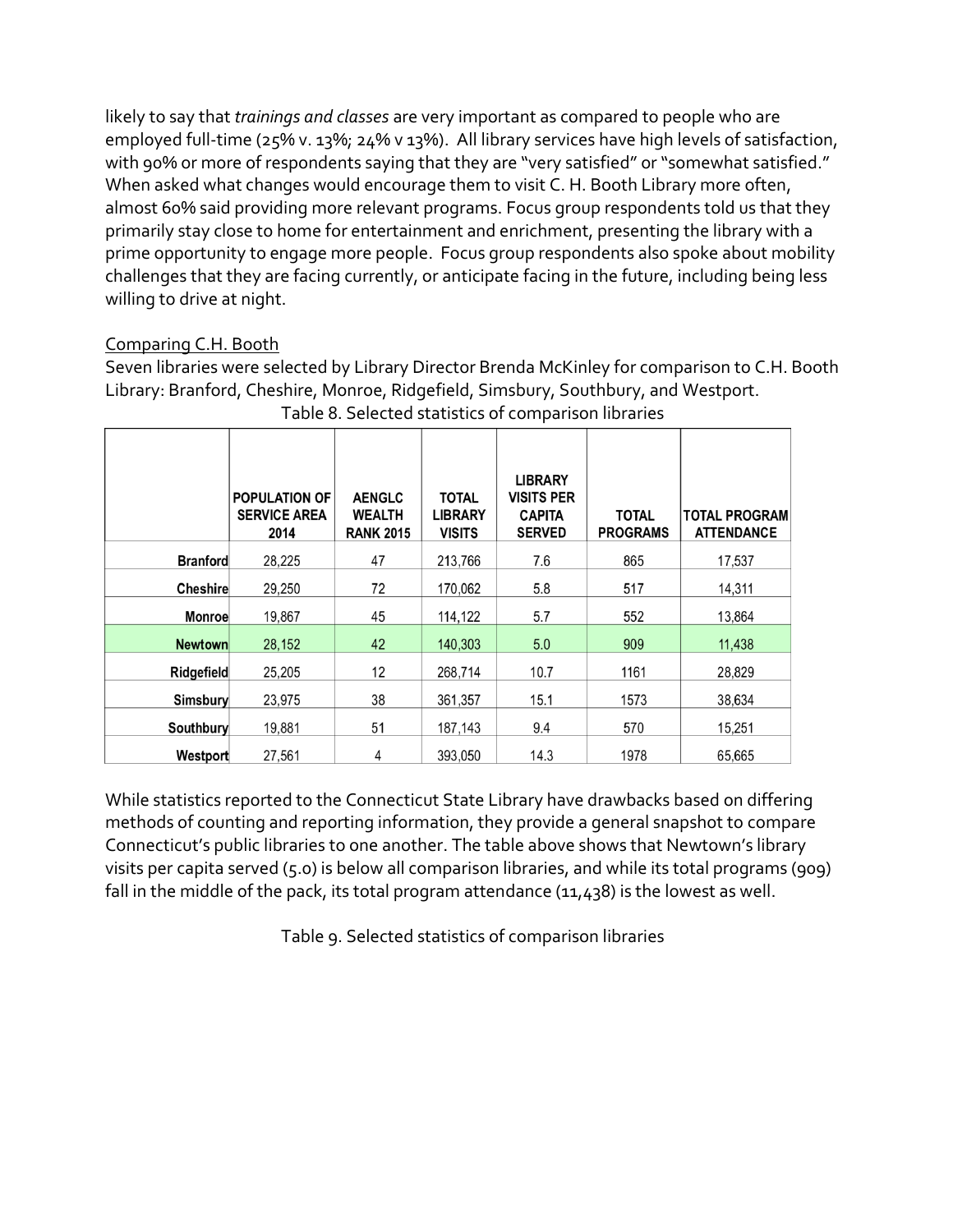likely to say that *trainings and classes* are very important as compared to people who are employed full-time (25% v. 13%; 24% v 13%). All library services have high levels of satisfaction, with 90% or more of respondents saying that they are "very satisfied" or "somewhat satisfied." When asked what changes would encourage them to visit C. H. Booth Library more often, almost 60% said providing more relevant programs. Focus group respondents told us that they primarily stay close to home for entertainment and enrichment, presenting the library with a prime opportunity to engage more people. Focus group respondents also spoke about mobility challenges that they are facing currently, or anticipate facing in the future, including being less willing to drive at night.

Comparing C.H. Booth

Seven libraries were selected by Library Director Brenda McKinley for comparison to C.H. Booth Library: Branford, Cheshire, Monroe, Ridgefield, Simsbury, Southbury, and Westport.

Table 8. Selected statistics of comparison libraries

| | POPULATION OF SERVICE AREA 2014 | AENGLC WEALTH RANK 2015 | TOTAL LIBRARY VISITS | LIBRARY VISITS PER CAPITA SERVED | TOTAL PROGRAMS | TOTAL PROGRAM ATTENDANCE |
|---|---|---|---|---|---|---|
| **Branford** | 28,225 | 47 | 213,766 | 7.6 | 865 | 17,537 |
| **Cheshire** | 29,250 | 72 | 170,062 | 5.8 | 517 | 14,311 |
| **Monroe** | 19,867 | 45 | 114,122 | 5.7 | 552 | 13,864 |
| **Newtown** | 28,152 | 42 | 140,303 | 5.0 | 909 | 11,438 |
| **Ridgefield** | 25,205 | 12 | 268,714 | 10.7 | 1161 | 28,829 |
| **Simsbury** | 23,975 | 38 | 361,357 | 15.1 | 1573 | 38,634 |
| **Southbury** | 19,881 | 51 | 187,143 | 9.4 | 570 | 15,251 |
| **Westport** | 27,561 | 4 | 393,050 | 14.3 | 1978 | 65,665 |

While statistics reported to the Connecticut State Library have drawbacks based on differing methods of counting and reporting information, they provide a general snapshot to compare Connecticut's public libraries to one another. The table above shows that Newtown's library visits per capita served (5.0) is below all comparison libraries, and while its total programs (909) fall in the middle of the pack, its total program attendance (11,438) is the lowest as well.

Table 9. Selected statistics of comparison libraries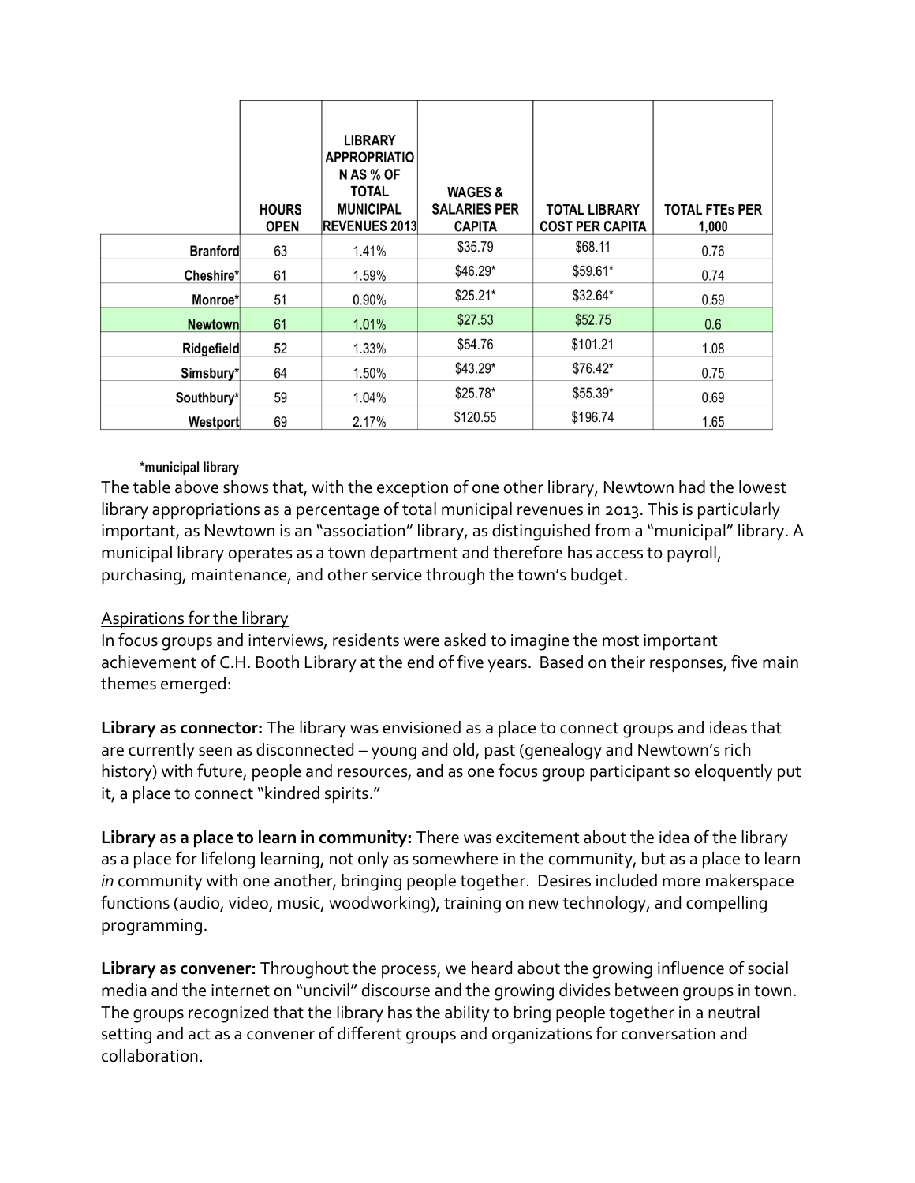| | HOURS OPEN | LIBRARY APPROPRIATION AS % OF TOTAL MUNICIPAL REVENUES 2013 | WAGES & SALARIES PER CAPITA | TOTAL LIBRARY COST PER CAPITA | TOTAL FTEs PER 1,000 |
|---|---|---|---|---|---|
| Branford | 63 | 1.41% | $35.79 | $68.11 | 0.76 |
| Cheshire* | 61 | 1.59% | $46.29* | $59.61* | 0.74 |
| Monroe* | 51 | 0.90% | $25.21* | $32.64* | 0.59 |
| Newtown | 61 | 1.01% | $27.53 | $52.75 | 0.6 |
| Ridgefield | 52 | 1.33% | $54.76 | $101.21 | 1.08 |
| Simsbury* | 64 | 1.50% | $43.29* | $76.42* | 0.75 |
| Southbury* | 59 | 1.04% | $25.78* | $55.39* | 0.69 |
| Westport | 69 | 2.17% | $120.55 | $196.74 | 1.65 |

*municipal library

The table above shows that, with the exception of one other library, Newtown had the lowest library appropriations as a percentage of total municipal revenues in 2013. This is particularly important, as Newtown is an "association" library, as distinguished from a "municipal" library. A municipal library operates as a town department and therefore has access to payroll, purchasing, maintenance, and other service through the town's budget.

Aspirations for the library

In focus groups and interviews, residents were asked to imagine the most important achievement of C.H. Booth Library at the end of five years. Based on their responses, five main themes emerged:

**Library as connector:** The library was envisioned as a place to connect groups and ideas that are currently seen as disconnected – young and old, past (genealogy and Newtown's rich history) with future, people and resources, and as one focus group participant so eloquently put it, a place to connect "kindred spirits."

**Library as a place to learn in community:** There was excitement about the idea of the library as a place for lifelong learning, not only as somewhere in the community, but as a place to learn *in* community with one another, bringing people together. Desires included more makerspace functions (audio, video, music, woodworking), training on new technology, and compelling programming.

**Library as convener:** Throughout the process, we heard about the growing influence of social media and the internet on "uncivil" discourse and the growing divides between groups in town. The groups recognized that the library has the ability to bring people together in a neutral setting and act as a convener of different groups and organizations for conversation and collaboration.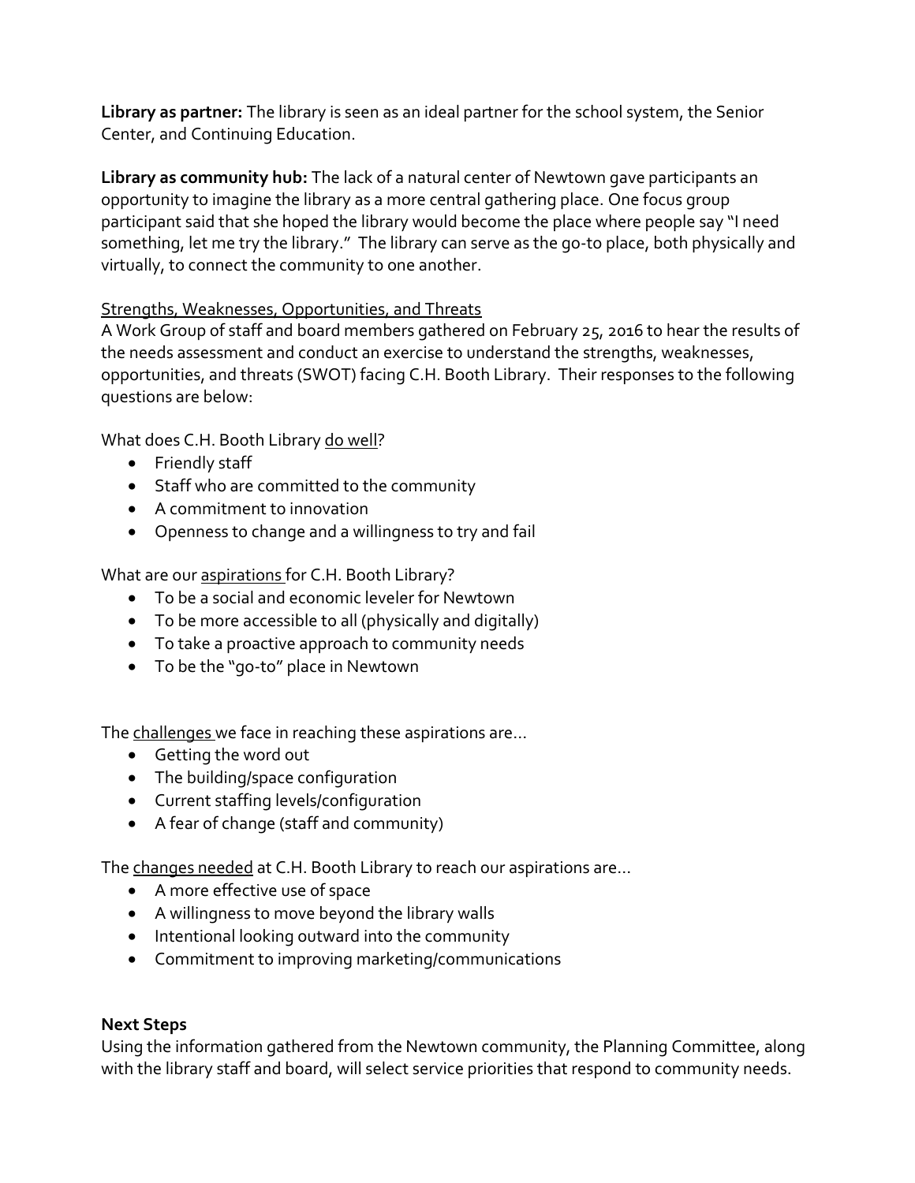**Library as partner:** The library is seen as an ideal partner for the school system, the Senior Center, and Continuing Education.

**Library as community hub:** The lack of a natural center of Newtown gave participants an opportunity to imagine the library as a more central gathering place. One focus group participant said that she hoped the library would become the place where people say "I need something, let me try the library." The library can serve as the go-to place, both physically and virtually, to connect the community to one another.

<u>Strengths, Weaknesses, Opportunities, and Threats</u>

A Work Group of staff and board members gathered on February 25, 2016 to hear the results of the needs assessment and conduct an exercise to understand the strengths, weaknesses, opportunities, and threats (SWOT) facing C.H. Booth Library. Their responses to the following questions are below:

What does C.H. Booth Library <u>do well</u>?

- Friendly staff
- Staff who are committed to the community
- A commitment to innovation
- Openness to change and a willingness to try and fail

What are our <u>aspirations</u> for C.H. Booth Library?

- To be a social and economic leveler for Newtown
- To be more accessible to all (physically and digitally)
- To take a proactive approach to community needs
- To be the "go-to" place in Newtown

The <u>challenges</u> we face in reaching these aspirations are…

- Getting the word out
- The building/space configuration
- Current staffing levels/configuration
- A fear of change (staff and community)

The <u>changes needed</u> at C.H. Booth Library to reach our aspirations are…

- A more effective use of space
- A willingness to move beyond the library walls
- Intentional looking outward into the community
- Commitment to improving marketing/communications

**Next Steps**

Using the information gathered from the Newtown community, the Planning Committee, along with the library staff and board, will select service priorities that respond to community needs.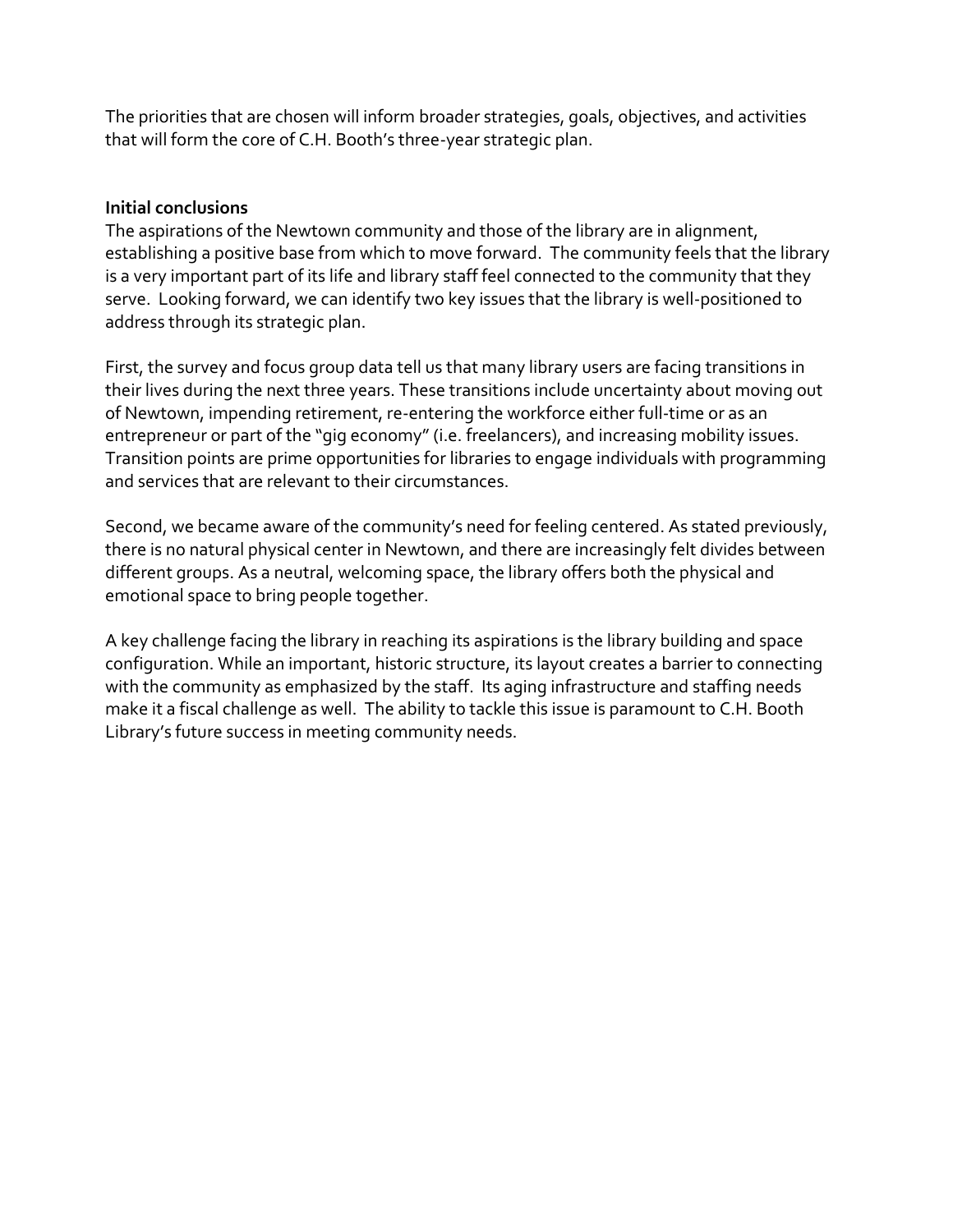The priorities that are chosen will inform broader strategies, goals, objectives, and activities that will form the core of C.H. Booth's three-year strategic plan.

**Initial conclusions**

The aspirations of the Newtown community and those of the library are in alignment, establishing a positive base from which to move forward. The community feels that the library is a very important part of its life and library staff feel connected to the community that they serve. Looking forward, we can identify two key issues that the library is well-positioned to address through its strategic plan.

First, the survey and focus group data tell us that many library users are facing transitions in their lives during the next three years. These transitions include uncertainty about moving out of Newtown, impending retirement, re-entering the workforce either full-time or as an entrepreneur or part of the "gig economy" (i.e. freelancers), and increasing mobility issues. Transition points are prime opportunities for libraries to engage individuals with programming and services that are relevant to their circumstances.

Second, we became aware of the community's need for feeling centered. As stated previously, there is no natural physical center in Newtown, and there are increasingly felt divides between different groups. As a neutral, welcoming space, the library offers both the physical and emotional space to bring people together.

A key challenge facing the library in reaching its aspirations is the library building and space configuration. While an important, historic structure, its layout creates a barrier to connecting with the community as emphasized by the staff. Its aging infrastructure and staffing needs make it a fiscal challenge as well. The ability to tackle this issue is paramount to C.H. Booth Library's future success in meeting community needs.